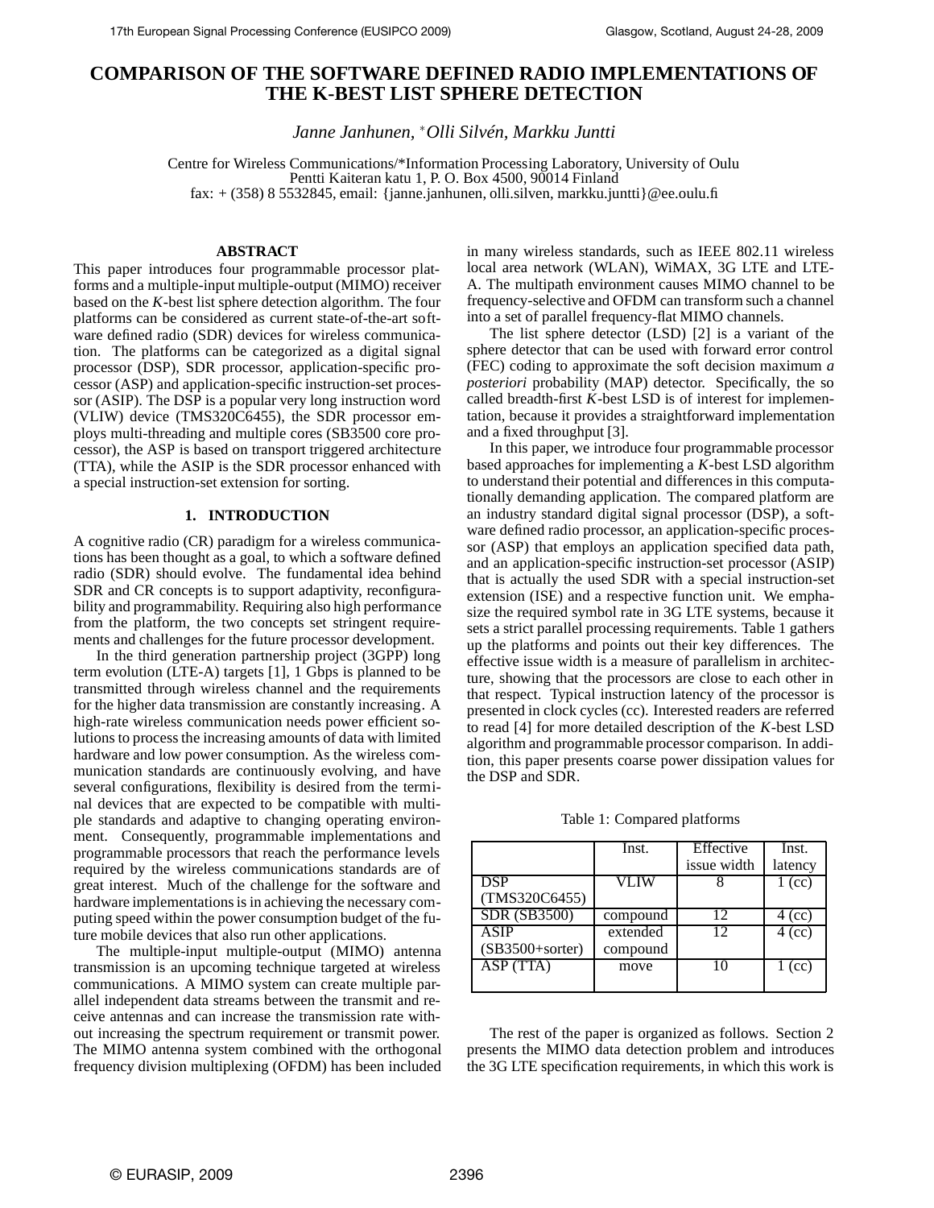# COMPARISON OF THE SOFTWARE DEFINED RADIO IMPLEMENTATIONS OF THE K-BEST LIST SPHERE DETECTION

*Janne Janhunen, *Olli Silvén, Markku Juntti*

Centre for Wireless Communications/*Information Processing Laboratory, University of Oulu
Pentti Kaiteran katu 1, P. O. Box 4500, 90014 Finland
fax: + (358) 8 5532845, email: {janne.janhunen, olli.silven, markku.juntti}@ee.oulu.fi

## ABSTRACT

This paper introduces four programmable processor platforms and a multiple-input multiple-output (MIMO) receiver based on the *K*-best list sphere detection algorithm. The four platforms can be considered as current state-of-the-art software defined radio (SDR) devices for wireless communication. The platforms can be categorized as a digital signal processor (DSP), SDR processor, application-specific processor (ASP) and application-specific instruction-set processor (ASIP). The DSP is a popular very long instruction word (VLIW) device (TMS320C6455), the SDR processor employs multi-threading and multiple cores (SB3500 core processor), the ASP is based on transport triggered architecture (TTA), while the ASIP is the SDR processor enhanced with a special instruction-set extension for sorting.

## 1. INTRODUCTION

A cognitive radio (CR) paradigm for a wireless communications has been thought as a goal, to which a software defined radio (SDR) should evolve. The fundamental idea behind SDR and CR concepts is to support adaptivity, reconfigurability and programmability. Requiring also high performance from the platform, the two concepts set stringent requirements and challenges for the future processor development.

In the third generation partnership project (3GPP) long term evolution (LTE-A) targets [1], 1 Gbps is planned to be transmitted through wireless channel and the requirements for the higher data transmission are constantly increasing. A high-rate wireless communication needs power efficient solutions to process the increasing amounts of data with limited hardware and low power consumption. As the wireless communication standards are continuously evolving, and have several configurations, flexibility is desired from the terminal devices that are expected to be compatible with multiple standards and adaptive to changing operating environment. Consequently, programmable implementations and programmable processors that reach the performance levels required by the wireless communications standards are of great interest. Much of the challenge for the software and hardware implementations is in achieving the necessary computing speed within the power consumption budget of the future mobile devices that also run other applications.

The multiple-input multiple-output (MIMO) antenna transmission is an upcoming technique targeted at wireless communications. A MIMO system can create multiple parallel independent data streams between the transmit and receive antennas and can increase the transmission rate without increasing the spectrum requirement or transmit power. The MIMO antenna system combined with the orthogonal frequency division multiplexing (OFDM) has been included in many wireless standards, such as IEEE 802.11 wireless local area network (WLAN), WiMAX, 3G LTE and LTE-A. The multipath environment causes MIMO channel to be frequency-selective and OFDM can transform such a channel into a set of parallel frequency-flat MIMO channels.

The list sphere detector (LSD) [2] is a variant of the sphere detector that can be used with forward error control (FEC) coding to approximate the soft decision maximum *a posteriori* probability (MAP) detector. Specifically, the so called breadth-first *K*-best LSD is of interest for implementation, because it provides a straightforward implementation and a fixed throughput [3].

In this paper, we introduce four programmable processor based approaches for implementing a *K*-best LSD algorithm to understand their potential and differences in this computationally demanding application. The compared platform are an industry standard digital signal processor (DSP), a software defined radio processor, an application-specific processor (ASP) that employs an application specified data path, and an application-specific instruction-set processor (ASIP) that is actually the used SDR with a special instruction-set extension (ISE) and a respective function unit. We emphasize the required symbol rate in 3G LTE systems, because it sets a strict parallel processing requirements. Table 1 gathers up the platforms and points out their key differences. The effective issue width is a measure of parallelism in architecture, showing that the processors are close to each other in that respect. Typical instruction latency of the processor is presented in clock cycles (cc). Interested readers are referred to read [4] for more detailed description of the *K*-best LSD algorithm and programmable processor comparison. In addition, this paper presents coarse power dissipation values for the DSP and SDR.

Table 1: Compared platforms

| | Inst. | Effective issue width | Inst. latency |
|---|---|---|---|
| DSP (TMS320C6455) | VLIW | 8 | 1 (cc) |
| SDR (SB3500) | compound | 12 | 4 (cc) |
| ASIP (SB3500+sorter) | extended compound | 12 | 4 (cc) |
| ASP (TTA) | move | 10 | 1 (cc) |

The rest of the paper is organized as follows. Section 2 presents the MIMO data detection problem and introduces the 3G LTE specification requirements, in which this work is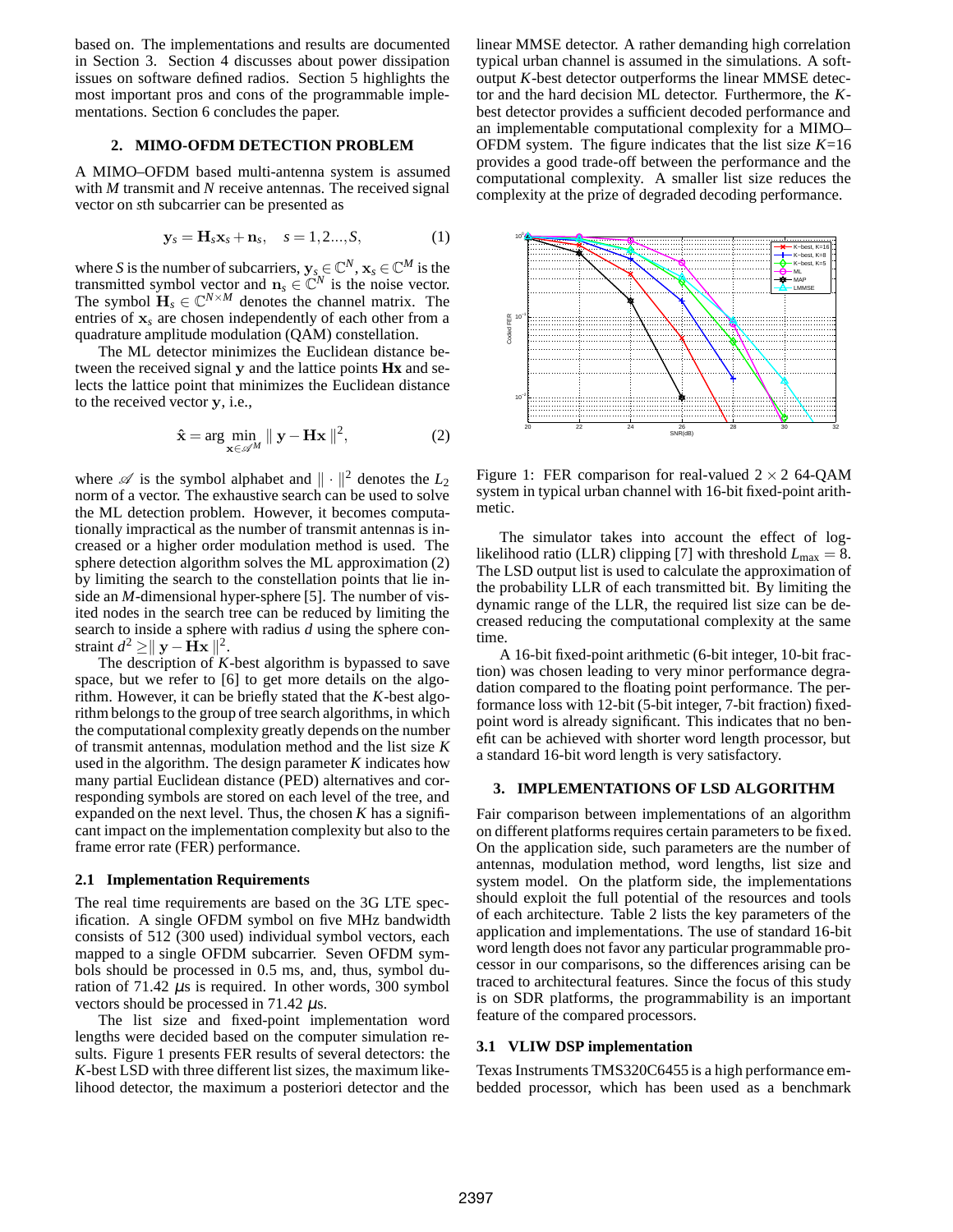based on. The implementations and results are documented in Section 3. Section 4 discusses about power dissipation issues on software defined radios. Section 5 highlights the most important pros and cons of the programmable implementations. Section 6 concludes the paper.

## 2. MIMO-OFDM DETECTION PROBLEM

A MIMO–OFDM based multi-antenna system is assumed with $M$ transmit and $N$ receive antennas. The received signal vector on $s$th subcarrier can be presented as

$$\mathbf{y}_s = \mathbf{H}_s\mathbf{x}_s + \mathbf{n}_s, \quad s = 1,2...,S, \tag{1}$$

where $S$ is the number of subcarriers, $\mathbf{y}_s \in \mathbb{C}^N$, $\mathbf{x}_s \in \mathbb{C}^M$ is the transmitted symbol vector and $\mathbf{n}_s \in \mathbb{C}^N$ is the noise vector. The symbol $\mathbf{H}_s \in \mathbb{C}^{N\times M}$ denotes the channel matrix. The entries of $\mathbf{x}_s$ are chosen independently of each other from a quadrature amplitude modulation (QAM) constellation.

The ML detector minimizes the Euclidean distance between the received signal $\mathbf{y}$ and the lattice points $\mathbf{Hx}$ and selects the lattice point that minimizes the Euclidean distance to the received vector $\mathbf{y}$, i.e.,

$$\hat{\mathbf{x}} = \arg\min_{\mathbf{x}\in\mathscr{A}^M} \parallel \mathbf{y} - \mathbf{H}\mathbf{x} \parallel^2, \tag{2}$$

where $\mathscr{A}$ is the symbol alphabet and $\parallel \cdot \parallel^2$ denotes the $L_2$ norm of a vector. The exhaustive search can be used to solve the ML detection problem. However, it becomes computationally impractical as the number of transmit antennas is increased or a higher order modulation method is used. The sphere detection algorithm solves the ML approximation (2) by limiting the search to the constellation points that lie inside an $M$-dimensional hyper-sphere [5]. The number of visited nodes in the search tree can be reduced by limiting the search to inside a sphere with radius $d$ using the sphere constraint $d^2 \geq \parallel \mathbf{y} - \mathbf{Hx} \parallel^2$.

The description of $K$-best algorithm is bypassed to save space, but we refer to [6] to get more details on the algorithm. However, it can be briefly stated that the $K$-best algorithm belongs to the group of tree search algorithms, in which the computational complexity greatly depends on the number of transmit antennas, modulation method and the list size $K$ used in the algorithm. The design parameter $K$ indicates how many partial Euclidean distance (PED) alternatives and corresponding symbols are stored on each level of the tree, and expanded on the next level. Thus, the chosen $K$ has a significant impact on the implementation complexity but also to the frame error rate (FER) performance.

### 2.1 Implementation Requirements

The real time requirements are based on the 3G LTE specification. A single OFDM symbol on five MHz bandwidth consists of 512 (300 used) individual symbol vectors, each mapped to a single OFDM subcarrier. Seven OFDM symbols should be processed in 0.5 ms, and, thus, symbol duration of 71.42 $\mu$s is required. In other words, 300 symbol vectors should be processed in 71.42 $\mu$s.

The list size and fixed-point implementation word lengths were decided based on the computer simulation results. Figure 1 presents FER results of several detectors: the $K$-best LSD with three different list sizes, the maximum likelihood detector, the maximum a posteriori detector and the linear MMSE detector. A rather demanding high correlation typical urban channel is assumed in the simulations. A soft-output $K$-best detector outperforms the linear MMSE detector and the hard decision ML detector. Furthermore, the $K$-best detector provides a sufficient decoded performance and an implementable computational complexity for a MIMO–OFDM system. The figure indicates that the list size $K$=16 provides a good trade-off between the performance and the computational complexity. A smaller list size reduces the complexity at the prize of degraded decoding performance.

Figure 1: FER comparison for real-valued $2 \times 2$ 64-QAM system in typical urban channel with 16-bit fixed-point arithmetic.

The simulator takes into account the effect of log-likelihood ratio (LLR) clipping [7] with threshold $L_{\max} = 8$. The LSD output list is used to calculate the approximation of the probability LLR of each transmitted bit. By limiting the dynamic range of the LLR, the required list size can be decreased reducing the computational complexity at the same time.

A 16-bit fixed-point arithmetic (6-bit integer, 10-bit fraction) was chosen leading to very minor performance degradation compared to the floating point performance. The performance loss with 12-bit (5-bit integer, 7-bit fraction) fixed-point word is already significant. This indicates that no benefit can be achieved with shorter word length processor, but a standard 16-bit word length is very satisfactory.

## 3. IMPLEMENTATIONS OF LSD ALGORITHM

Fair comparison between implementations of an algorithm on different platforms requires certain parameters to be fixed. On the application side, such parameters are the number of antennas, modulation method, word lengths, list size and system model. On the platform side, the implementations should exploit the full potential of the resources and tools of each architecture. Table 2 lists the key parameters of the application and implementations. The use of standard 16-bit word length does not favor any particular programmable processor in our comparisons, so the differences arising can be traced to architectural features. Since the focus of this study is on SDR platforms, the programmability is an important feature of the compared processors.

### 3.1 VLIW DSP implementation

Texas Instruments TMS320C6455 is a high performance embedded processor, which has been used as a benchmark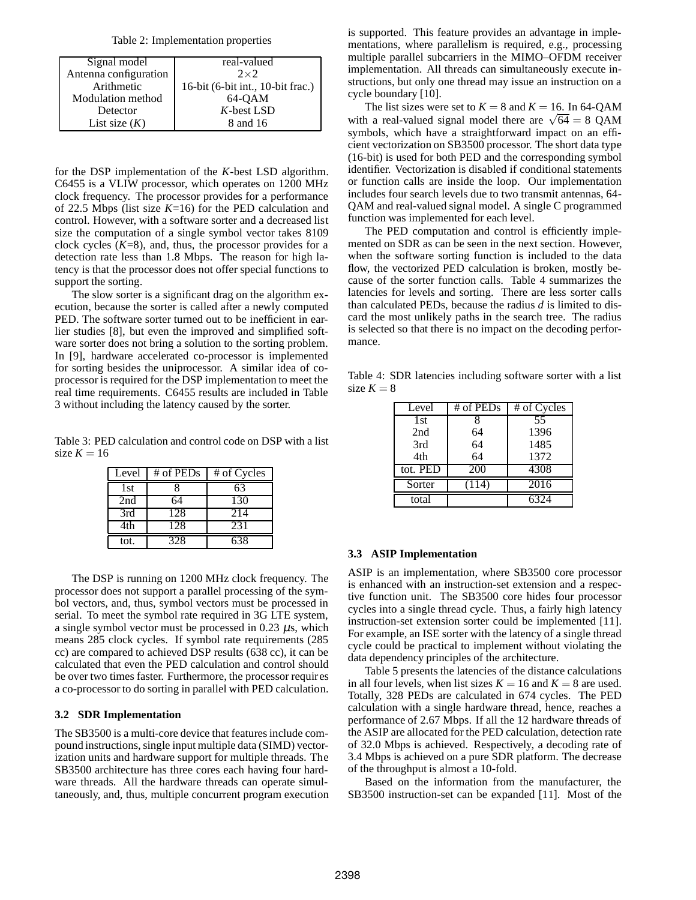Table 2: Implementation properties

| | |
|---|---|
| Signal model | real-valued |
| Antenna configuration | 2×2 |
| Arithmetic | 16-bit (6-bit int., 10-bit frac.) |
| Modulation method | 64-QAM |
| Detector | $K$-best LSD |
| List size ($K$) | 8 and 16 |

for the DSP implementation of the $K$-best LSD algorithm. C6455 is a VLIW processor, which operates on 1200 MHz clock frequency. The processor provides for a performance of 22.5 Mbps (list size $K$=16) for the PED calculation and control. However, with a software sorter and a decreased list size the computation of a single symbol vector takes 8109 clock cycles ($K$=8), and, thus, the processor provides for a detection rate less than 1.8 Mbps. The reason for high latency is that the processor does not offer special functions to support the sorting.

The slow sorter is a significant drag on the algorithm execution, because the sorter is called after a newly computed PED. The software sorter turned out to be inefficient in earlier studies [8], but even the improved and simplified software sorter does not bring a solution to the sorting problem. In [9], hardware accelerated co-processor is implemented for sorting besides the uniprocessor. A similar idea of co-processor is required for the DSP implementation to meet the real time requirements. C6455 results are included in Table 3 without including the latency caused by the sorter.

Table 3: PED calculation and control code on DSP with a list size $K = 16$

| Level | # of PEDs | # of Cycles |
|---|---|---|
| 1st | 8 | 63 |
| 2nd | 64 | 130 |
| 3rd | 128 | 214 |
| 4th | 128 | 231 |
| tot. | 328 | 638 |

The DSP is running on 1200 MHz clock frequency. The processor does not support a parallel processing of the symbol vectors, and, thus, symbol vectors must be processed in serial. To meet the symbol rate required in 3G LTE system, a single symbol vector must be processed in 0.23 $\mu$s, which means 285 clock cycles. If symbol rate requirements (285 cc) are compared to achieved DSP results (638 cc), it can be calculated that even the PED calculation and control should be over two times faster. Furthermore, the processor requires a co-processor to do sorting in parallel with PED calculation.

### 3.2 SDR Implementation

The SB3500 is a multi-core device that features include compound instructions, single input multiple data (SIMD) vectorization units and hardware support for multiple threads. The SB3500 architecture has three cores each having four hardware threads. All the hardware threads can operate simultaneously, and, thus, multiple concurrent program execution is supported. This feature provides an advantage in implementations, where parallelism is required, e.g., processing multiple parallel subcarriers in the MIMO–OFDM receiver implementation. All threads can simultaneously execute instructions, but only one thread may issue an instruction on a cycle boundary [10].

The list sizes were set to $K = 8$ and $K = 16$. In 64-QAM with a real-valued signal model there are $\sqrt{64} = 8$ QAM symbols, which have a straightforward impact on an efficient vectorization on SB3500 processor. The short data type (16-bit) is used for both PED and the corresponding symbol identifier. Vectorization is disabled if conditional statements or function calls are inside the loop. Our implementation includes four search levels due to two transmit antennas, 64-QAM and real-valued signal model. A single C programmed function was implemented for each level.

The PED computation and control is efficiently implemented on SDR as can be seen in the next section. However, when the software sorting function is included to the data flow, the vectorized PED calculation is broken, mostly because of the sorter function calls. Table 4 summarizes the latencies for levels and sorting. There are less sorter calls than calculated PEDs, because the radius $d$ is limited to discard the most unlikely paths in the search tree. The radius is selected so that there is no impact on the decoding performance.

Table 4: SDR latencies including software sorter with a list size $K = 8$

| Level | # of PEDs | # of Cycles |
|---|---|---|
| 1st | 8 | 55 |
| 2nd | 64 | 1396 |
| 3rd | 64 | 1485 |
| 4th | 64 | 1372 |
| tot. PED | 200 | 4308 |
| Sorter | (114) | 2016 |
| total | | 6324 |

### 3.3 ASIP Implementation

ASIP is an implementation, where SB3500 core processor is enhanced with an instruction-set extension and a respective function unit. The SB3500 core hides four processor cycles into a single thread cycle. Thus, a fairly high latency instruction-set extension sorter could be implemented [11]. For example, an ISE sorter with the latency of a single thread cycle could be practical to implement without violating the data dependency principles of the architecture.

Table 5 presents the latencies of the distance calculations in all four levels, when list sizes $K = 16$ and $K = 8$ are used. Totally, 328 PEDs are calculated in 674 cycles. The PED calculation with a single hardware thread, hence, reaches a performance of 2.67 Mbps. If all the 12 hardware threads of the ASIP are allocated for the PED calculation, detection rate of 32.0 Mbps is achieved. Respectively, a decoding rate of 3.4 Mbps is achieved on a pure SDR platform. The decrease of the throughput is almost a 10-fold.

Based on the information from the manufacturer, the SB3500 instruction-set can be expanded [11]. Most of the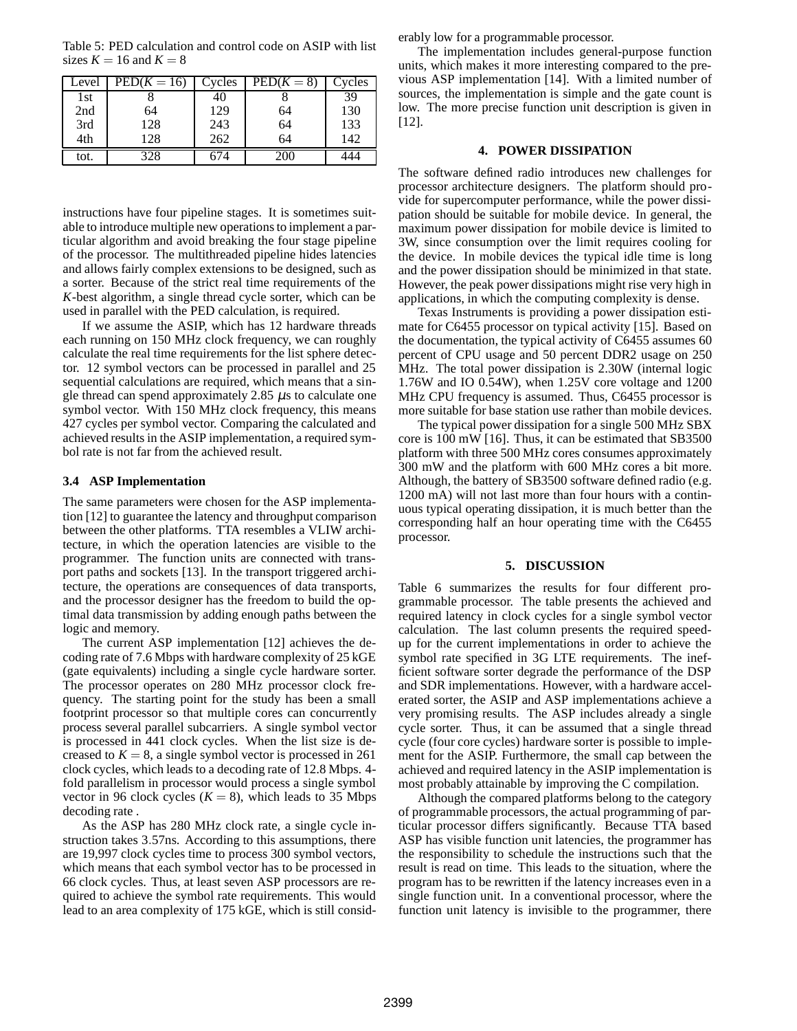Table 5: PED calculation and control code on ASIP with list sizes $K = 16$ and $K = 8$

| Level | PED($K = 16$) | Cycles | PED($K = 8$) | Cycles |
|---|---|---|---|---|
| 1st | 8 | 40 | 8 | 39 |
| 2nd | 64 | 129 | 64 | 130 |
| 3rd | 128 | 243 | 64 | 133 |
| 4th | 128 | 262 | 64 | 142 |
| tot. | 328 | 674 | 200 | 444 |

instructions have four pipeline stages. It is sometimes suitable to introduce multiple new operations to implement a particular algorithm and avoid breaking the four stage pipeline of the processor. The multithreaded pipeline hides latencies and allows fairly complex extensions to be designed, such as a sorter. Because of the strict real time requirements of the $K$-best algorithm, a single thread cycle sorter, which can be used in parallel with the PED calculation, is required.

If we assume the ASIP, which has 12 hardware threads each running on 150 MHz clock frequency, we can roughly calculate the real time requirements for the list sphere detector. 12 symbol vectors can be processed in parallel and 25 sequential calculations are required, which means that a single thread can spend approximately 2.85 $\mu$s to calculate one symbol vector. With 150 MHz clock frequency, this means 427 cycles per symbol vector. Comparing the calculated and achieved results in the ASIP implementation, a required symbol rate is not far from the achieved result.

### 3.4 ASP Implementation

The same parameters were chosen for the ASP implementation [12] to guarantee the latency and throughput comparison between the other platforms. TTA resembles a VLIW architecture, in which the operation latencies are visible to the programmer. The function units are connected with transport paths and sockets [13]. In the transport triggered architecture, the operations are consequences of data transports, and the processor designer has the freedom to build the optimal data transmission by adding enough paths between the logic and memory.

The current ASP implementation [12] achieves the decoding rate of 7.6 Mbps with hardware complexity of 25 kGE (gate equivalents) including a single cycle hardware sorter. The processor operates on 280 MHz processor clock frequency. The starting point for the study has been a small footprint processor so that multiple cores can concurrently process several parallel subcarriers. A single symbol vector is processed in 441 clock cycles. When the list size is decreased to $K = 8$, a single symbol vector is processed in 261 clock cycles, which leads to a decoding rate of 12.8 Mbps. 4-fold parallelism in processor would process a single symbol vector in 96 clock cycles ($K = 8$), which leads to 35 Mbps decoding rate .

As the ASP has 280 MHz clock rate, a single cycle instruction takes 3.57ns. According to this assumptions, there are 19,997 clock cycles time to process 300 symbol vectors, which means that each symbol vector has to be processed in 66 clock cycles. Thus, at least seven ASP processors are required to achieve the symbol rate requirements. This would lead to an area complexity of 175 kGE, which is still considerably low for a programmable processor.

The implementation includes general-purpose function units, which makes it more interesting compared to the previous ASP implementation [14]. With a limited number of sources, the implementation is simple and the gate count is low. The more precise function unit description is given in [12].

## 4. POWER DISSIPATION

The software defined radio introduces new challenges for processor architecture designers. The platform should provide for supercomputer performance, while the power dissipation should be suitable for mobile device. In general, the maximum power dissipation for mobile device is limited to 3W, since consumption over the limit requires cooling for the device. In mobile devices the typical idle time is long and the power dissipation should be minimized in that state. However, the peak power dissipations might rise very high in applications, in which the computing complexity is dense.

Texas Instruments is providing a power dissipation estimate for C6455 processor on typical activity [15]. Based on the documentation, the typical activity of C6455 assumes 60 percent of CPU usage and 50 percent DDR2 usage on 250 MHz. The total power dissipation is 2.30W (internal logic 1.76W and IO 0.54W), when 1.25V core voltage and 1200 MHz CPU frequency is assumed. Thus, C6455 processor is more suitable for base station use rather than mobile devices.

The typical power dissipation for a single 500 MHz SBX core is 100 mW [16]. Thus, it can be estimated that SB3500 platform with three 500 MHz cores consumes approximately 300 mW and the platform with 600 MHz cores a bit more. Although, the battery of SB3500 software defined radio (e.g. 1200 mA) will not last more than four hours with a continuous typical operating dissipation, it is much better than the corresponding half an hour operating time with the C6455 processor.

## 5. DISCUSSION

Table 6 summarizes the results for four different programmable processor. The table presents the achieved and required latency in clock cycles for a single symbol vector calculation. The last column presents the required speed-up for the current implementations in order to achieve the symbol rate specified in 3G LTE requirements. The inefficient software sorter degrade the performance of the DSP and SDR implementations. However, with a hardware accelerated sorter, the ASIP and ASP implementations achieve a very promising results. The ASP includes already a single cycle sorter. Thus, it can be assumed that a single thread cycle (four core cycles) hardware sorter is possible to implement for the ASIP. Furthermore, the small cap between the achieved and required latency in the ASIP implementation is most probably attainable by improving the C compilation.

Although the compared platforms belong to the category of programmable processors, the actual programming of particular processor differs significantly. Because TTA based ASP has visible function unit latencies, the programmer has the responsibility to schedule the instructions such that the result is read on time. This leads to the situation, where the program has to be rewritten if the latency increases even in a single function unit. In a conventional processor, where the function unit latency is invisible to the programmer, there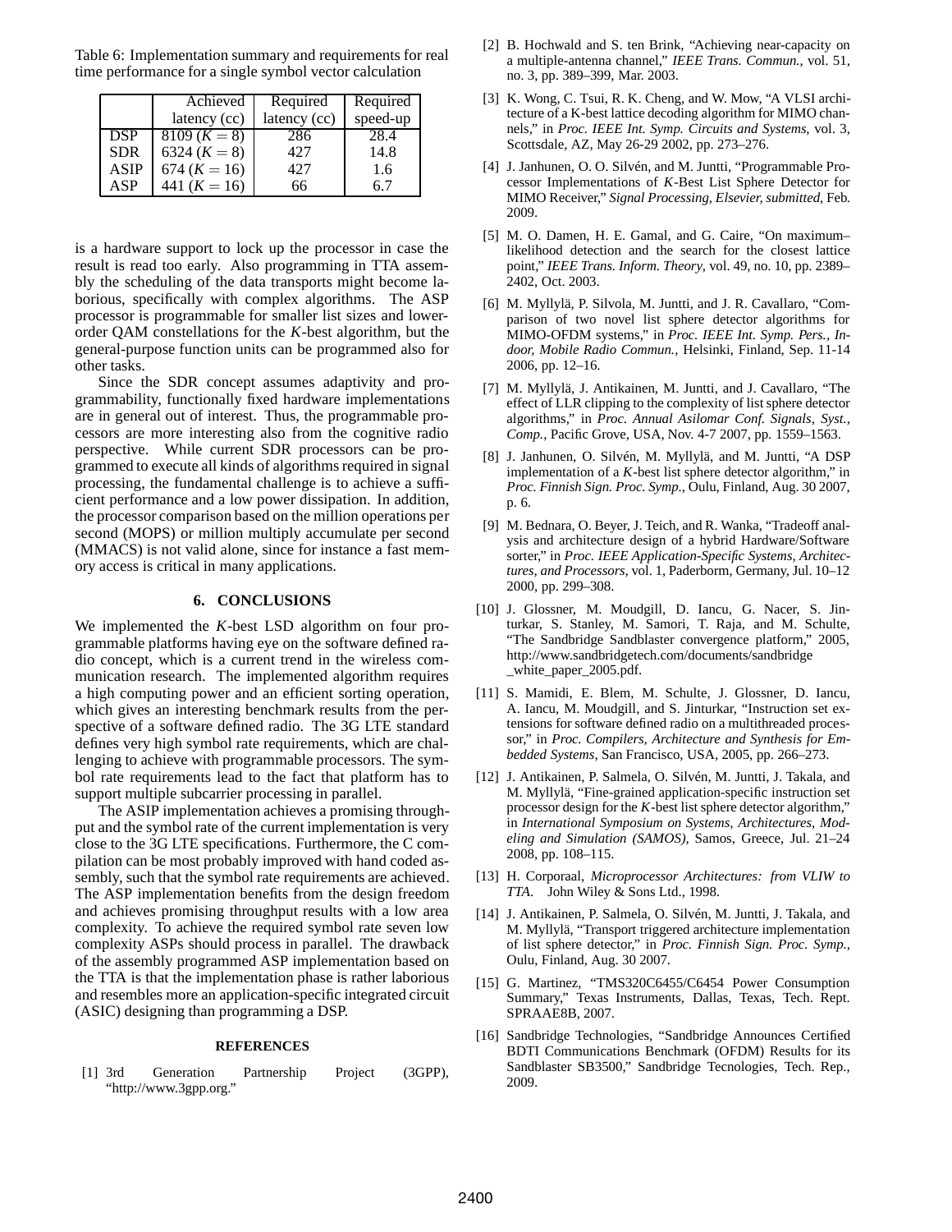Table 6: Implementation summary and requirements for real time performance for a single symbol vector calculation

| | Achieved latency (cc) | Required latency (cc) | Required speed-up |
|---|---|---|---|
| DSP | 8109 ($K = 8$) | 286 | 28.4 |
| SDR | 6324 ($K = 8$) | 427 | 14.8 |
| ASIP | 674 ($K = 16$) | 427 | 1.6 |
| ASP | 441 ($K = 16$) | 66 | 6.7 |

is a hardware support to lock up the processor in case the result is read too early. Also programming in TTA assembly the scheduling of the data transports might become laborious, specifically with complex algorithms. The ASP processor is programmable for smaller list sizes and lower-order QAM constellations for the $K$-best algorithm, but the general-purpose function units can be programmed also for other tasks.

Since the SDR concept assumes adaptivity and programmability, functionally fixed hardware implementations are in general out of interest. Thus, the programmable processors are more interesting also from the cognitive radio perspective. While current SDR processors can be programmed to execute all kinds of algorithms required in signal processing, the fundamental challenge is to achieve a sufficient performance and a low power dissipation. In addition, the processor comparison based on the million operations per second (MOPS) or million multiply accumulate per second (MMACS) is not valid alone, since for instance a fast memory access is critical in many applications.

## 6. CONCLUSIONS

We implemented the $K$-best LSD algorithm on four programmable platforms having eye on the software defined radio concept, which is a current trend in the wireless communication research. The implemented algorithm requires a high computing power and an efficient sorting operation, which gives an interesting benchmark results from the perspective of a software defined radio. The 3G LTE standard defines very high symbol rate requirements, which are challenging to achieve with programmable processors. The symbol rate requirements lead to the fact that platform has to support multiple subcarrier processing in parallel.

The ASIP implementation achieves a promising throughput and the symbol rate of the current implementation is very close to the 3G LTE specifications. Furthermore, the C compilation can be most probably improved with hand coded assembly, such that the symbol rate requirements are achieved. The ASP implementation benefits from the design freedom and achieves promising throughput results with a low area complexity. To achieve the required symbol rate seven low complexity ASPs should process in parallel. The drawback of the assembly programmed ASP implementation based on the TTA is that the implementation phase is rather laborious and resembles more an application-specific integrated circuit (ASIC) designing than programming a DSP.

## REFERENCES

[1] 3rd Generation Partnership Project (3GPP), "http://www.3gpp.org."

[2] B. Hochwald and S. ten Brink, "Achieving near-capacity on a multiple-antenna channel," *IEEE Trans. Commun.*, vol. 51, no. 3, pp. 389–399, Mar. 2003.

[3] K. Wong, C. Tsui, R. K. Cheng, and W. Mow, "A VLSI architecture of a K-best lattice decoding algorithm for MIMO channels," in *Proc. IEEE Int. Symp. Circuits and Systems*, vol. 3, Scottsdale, AZ, May 26-29 2002, pp. 273–276.

[4] J. Janhunen, O. O. Silvén, and M. Juntti, "Programmable Processor Implementations of *K*-Best List Sphere Detector for MIMO Receiver," *Signal Processing, Elsevier, submitted*, Feb. 2009.

[5] M. O. Damen, H. E. Gamal, and G. Caire, "On maximum–likelihood detection and the search for the closest lattice point," *IEEE Trans. Inform. Theory*, vol. 49, no. 10, pp. 2389–2402, Oct. 2003.

[6] M. Myllylä, P. Silvola, M. Juntti, and J. R. Cavallaro, "Comparison of two novel list sphere detector algorithms for MIMO-OFDM systems," in *Proc. IEEE Int. Symp. Pers., Indoor, Mobile Radio Commun.*, Helsinki, Finland, Sep. 11-14 2006, pp. 12–16.

[7] M. Myllylä, J. Antikainen, M. Juntti, and J. Cavallaro, "The effect of LLR clipping to the complexity of list sphere detector algorithms," in *Proc. Annual Asilomar Conf. Signals, Syst., Comp.*, Pacific Grove, USA, Nov. 4-7 2007, pp. 1559–1563.

[8] J. Janhunen, O. Silvén, M. Myllylä, and M. Juntti, "A DSP implementation of a *K*-best list sphere detector algorithm," in *Proc. Finnish Sign. Proc. Symp.*, Oulu, Finland, Aug. 30 2007, p. 6.

[9] M. Bednara, O. Beyer, J. Teich, and R. Wanka, "Tradeoff analysis and architecture design of a hybrid Hardware/Software sorter," in *Proc. IEEE Application-Specific Systems, Architectures, and Processors*, vol. 1, Paderborm, Germany, Jul. 10–12 2000, pp. 299–308.

[10] J. Glossner, M. Moudgill, D. Iancu, G. Nacer, S. Jinturkar, S. Stanley, M. Samori, T. Raja, and M. Schulte, "The Sandbridge Sandblaster convergence platform," 2005, http://www.sandbridgetech.com/documents/sandbridge _white_paper_2005.pdf.

[11] S. Mamidi, E. Blem, M. Schulte, J. Glossner, D. Iancu, A. Iancu, M. Moudgill, and S. Jinturkar, "Instruction set extensions for software defined radio on a multithreaded processor," in *Proc. Compilers, Architecture and Synthesis for Embedded Systems*, San Francisco, USA, 2005, pp. 266–273.

[12] J. Antikainen, P. Salmela, O. Silvén, M. Juntti, J. Takala, and M. Myllylä, "Fine-grained application-specific instruction set processor design for the *K*-best list sphere detector algorithm," in *International Symposium on Systems, Architectures, Modeling and Simulation (SAMOS)*, Samos, Greece, Jul. 21–24 2008, pp. 108–115.

[13] H. Corporaal, *Microprocessor Architectures: from VLIW to TTA*. John Wiley & Sons Ltd., 1998.

[14] J. Antikainen, P. Salmela, O. Silvén, M. Juntti, J. Takala, and M. Myllylä, "Transport triggered architecture implementation of list sphere detector," in *Proc. Finnish Sign. Proc. Symp.*, Oulu, Finland, Aug. 30 2007.

[15] G. Martinez, "TMS320C6455/C6454 Power Consumption Summary," Texas Instruments, Dallas, Texas, Tech. Rept. SPRAAE8B, 2007.

[16] Sandbridge Technologies, "Sandbridge Announces Certified BDTI Communications Benchmark (OFDM) Results for its Sandblaster SB3500," Sandbridge Tecnologies, Tech. Rep., 2009.